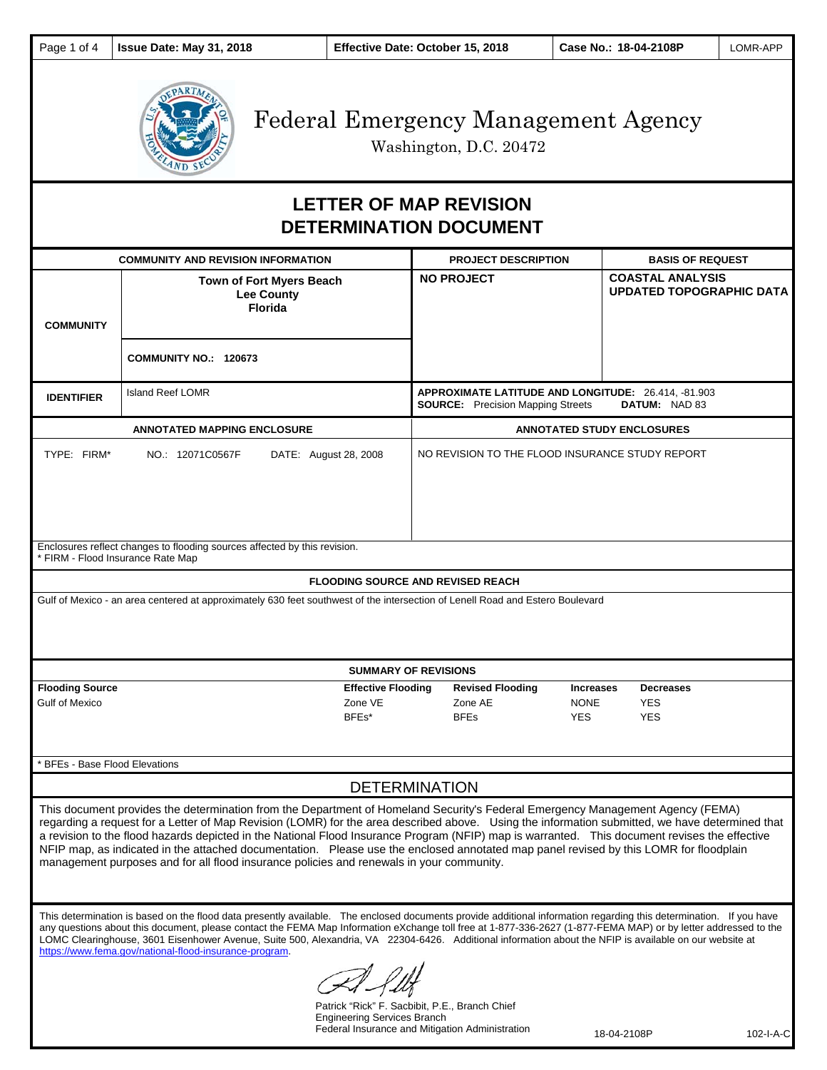| Issue Date: May 31, 2018 | Effective Date: October 15, 2018 | Case No.: 18-04-2108P | LOMR-APP |
|---|---|---|---|

# Federal Emergency Management Agency

Washington, D.C. 20472

# LETTER OF MAP REVISION DETERMINATION DOCUMENT

| COMMUNITY AND REVISION INFORMATION | | PROJECT DESCRIPTION | BASIS OF REQUEST |
|---|---|---|---|
| COMMUNITY | **Town of Fort Myers Beach Lee County Florida** | **NO PROJECT** | **COASTAL ANALYSIS UPDATED TOPOGRAPHIC DATA** |
| | **COMMUNITY NO.: 120673** | | |
| **IDENTIFIER** | Island Reef LOMR | **APPROXIMATE LATITUDE AND LONGITUDE:** 26.414, -81.903 **SOURCE:** Precision Mapping Streets **DATUM:** NAD 83 | |

| ANNOTATED MAPPING ENCLOSURE | ANNOTATED STUDY ENCLOSURES |
|---|---|
| TYPE: FIRM* NO.: 12071C0567F DATE: August 28, 2008 | NO REVISION TO THE FLOOD INSURANCE STUDY REPORT |

Enclosures reflect changes to flooding sources affected by this revision.
* FIRM - Flood Insurance Rate Map

**FLOODING SOURCE AND REVISED REACH**

Gulf of Mexico - an area centered at approximately 630 feet southwest of the intersection of Lenell Road and Estero Boulevard

**SUMMARY OF REVISIONS**

| Flooding Source | Effective Flooding | Revised Flooding | Increases | Decreases |
|---|---|---|---|---|
| Gulf of Mexico | Zone VE | Zone AE | NONE | YES |
| | BFEs* | BFEs | YES | YES |

* BFEs - Base Flood Elevations

## DETERMINATION

This document provides the determination from the Department of Homeland Security's Federal Emergency Management Agency (FEMA) regarding a request for a Letter of Map Revision (LOMR) for the area described above. Using the information submitted, we have determined that a revision to the flood hazards depicted in the National Flood Insurance Program (NFIP) map is warranted. This document revises the effective NFIP map, as indicated in the attached documentation. Please use the enclosed annotated map panel revised by this LOMR for floodplain management purposes and for all flood insurance policies and renewals in your community.

This determination is based on the flood data presently available. The enclosed documents provide additional information regarding this determination. If you have any questions about this document, please contact the FEMA Map Information eXchange toll free at 1-877-336-2627 (1-877-FEMA MAP) or by letter addressed to the LOMC Clearinghouse, 3601 Eisenhower Avenue, Suite 500, Alexandria, VA 22304-6426. Additional information about the NFIP is available on our website at https://www.fema.gov/national-flood-insurance-program.

Patrick "Rick" F. Sacbibit, P.E., Branch Chief
Engineering Services Branch
Federal Insurance and Mitigation Administration

18-04-2108P 102-I-A-C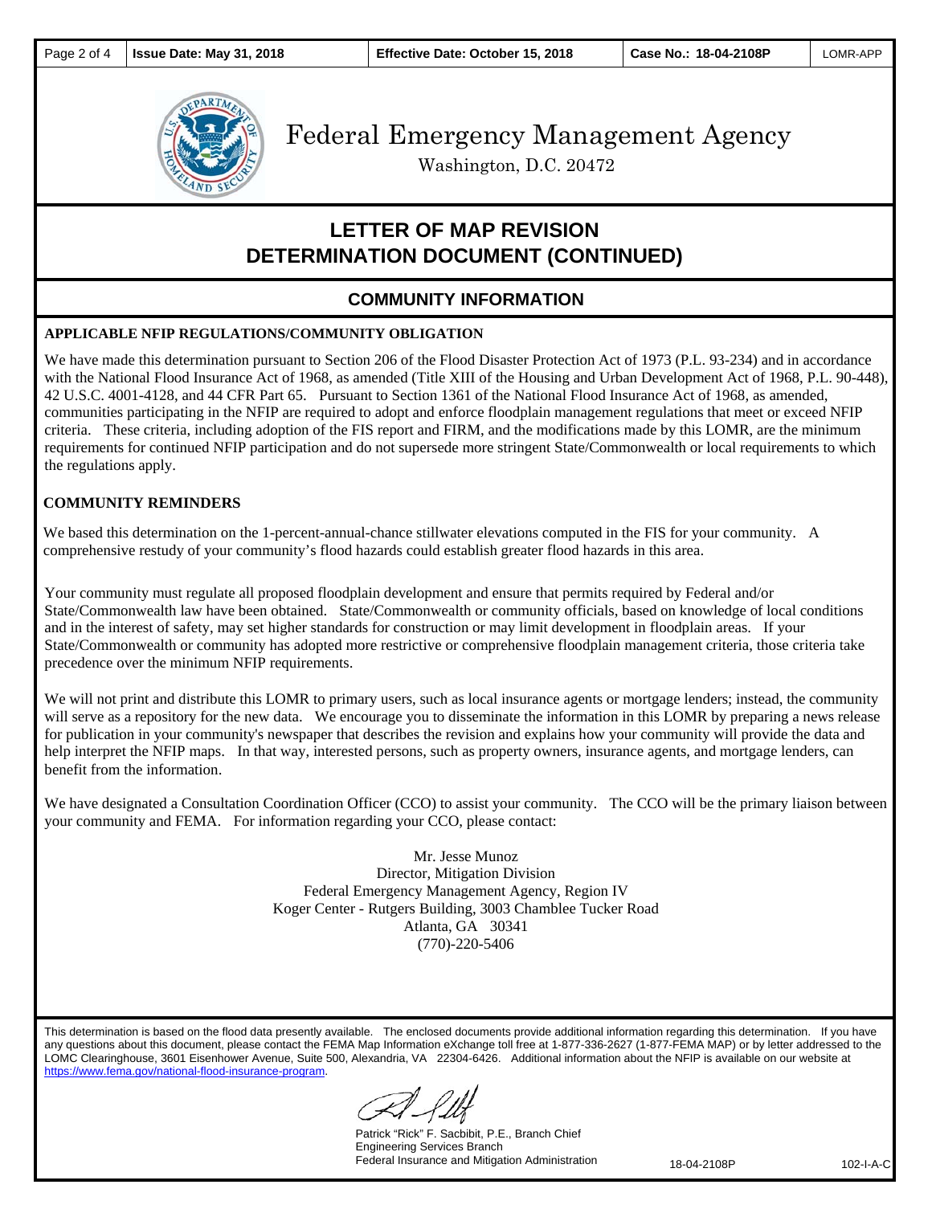# Federal Emergency Management Agency

Washington, D.C. 20472

## LETTER OF MAP REVISION DETERMINATION DOCUMENT (CONTINUED)

### COMMUNITY INFORMATION

**APPLICABLE NFIP REGULATIONS/COMMUNITY OBLIGATION**

We have made this determination pursuant to Section 206 of the Flood Disaster Protection Act of 1973 (P.L. 93-234) and in accordance with the National Flood Insurance Act of 1968, as amended (Title XIII of the Housing and Urban Development Act of 1968, P.L. 90-448), 42 U.S.C. 4001-4128, and 44 CFR Part 65. Pursuant to Section 1361 of the National Flood Insurance Act of 1968, as amended, communities participating in the NFIP are required to adopt and enforce floodplain management regulations that meet or exceed NFIP criteria. These criteria, including adoption of the FIS report and FIRM, and the modifications made by this LOMR, are the minimum requirements for continued NFIP participation and do not supersede more stringent State/Commonwealth or local requirements to which the regulations apply.

**COMMUNITY REMINDERS**

We based this determination on the 1-percent-annual-chance stillwater elevations computed in the FIS for your community. A comprehensive restudy of your community's flood hazards could establish greater flood hazards in this area.

Your community must regulate all proposed floodplain development and ensure that permits required by Federal and/or State/Commonwealth law have been obtained. State/Commonwealth or community officials, based on knowledge of local conditions and in the interest of safety, may set higher standards for construction or may limit development in floodplain areas. If your State/Commonwealth or community has adopted more restrictive or comprehensive floodplain management criteria, those criteria take precedence over the minimum NFIP requirements.

We will not print and distribute this LOMR to primary users, such as local insurance agents or mortgage lenders; instead, the community will serve as a repository for the new data. We encourage you to disseminate the information in this LOMR by preparing a news release for publication in your community's newspaper that describes the revision and explains how your community will provide the data and help interpret the NFIP maps. In that way, interested persons, such as property owners, insurance agents, and mortgage lenders, can benefit from the information.

We have designated a Consultation Coordination Officer (CCO) to assist your community. The CCO will be the primary liaison between your community and FEMA. For information regarding your CCO, please contact:

Mr. Jesse Munoz
Director, Mitigation Division
Federal Emergency Management Agency, Region IV
Koger Center - Rutgers Building, 3003 Chamblee Tucker Road
Atlanta, GA 30341
(770)-220-5406

This determination is based on the flood data presently available. The enclosed documents provide additional information regarding this determination. If you have any questions about this document, please contact the FEMA Map Information eXchange toll free at 1-877-336-2627 (1-877-FEMA MAP) or by letter addressed to the LOMC Clearinghouse, 3601 Eisenhower Avenue, Suite 500, Alexandria, VA 22304-6426. Additional information about the NFIP is available on our website at https://www.fema.gov/national-flood-insurance-program.

Patrick "Rick" F. Sacbibit, P.E., Branch Chief
Engineering Services Branch
Federal Insurance and Mitigation Administration

18-04-2108P 102-I-A-C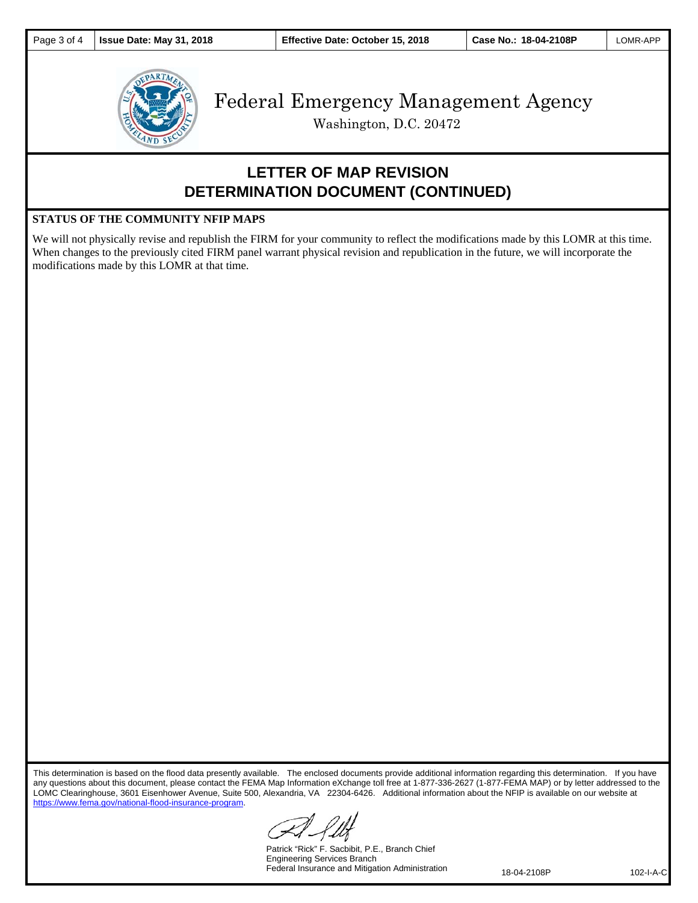| Page 3 of 4 | Issue Date: May 31, 2018 | Effective Date: October 15, 2018 | Case No.: 18-04-2108P | LOMR-APP |
|---|---|---|---|---|

# Federal Emergency Management Agency

Washington, D.C. 20472

## LETTER OF MAP REVISION
## DETERMINATION DOCUMENT (CONTINUED)

**STATUS OF THE COMMUNITY NFIP MAPS**

We will not physically revise and republish the FIRM for your community to reflect the modifications made by this LOMR at this time. When changes to the previously cited FIRM panel warrant physical revision and republication in the future, we will incorporate the modifications made by this LOMR at that time.

This determination is based on the flood data presently available. The enclosed documents provide additional information regarding this determination. If you have any questions about this document, please contact the FEMA Map Information eXchange toll free at 1-877-336-2627 (1-877-FEMA MAP) or by letter addressed to the LOMC Clearinghouse, 3601 Eisenhower Avenue, Suite 500, Alexandria, VA 22304-6426. Additional information about the NFIP is available on our website at https://www.fema.gov/national-flood-insurance-program.

Patrick "Rick" F. Sacbibit, P.E., Branch Chief
Engineering Services Branch
Federal Insurance and Mitigation Administration

18-04-2108P 102-I-A-C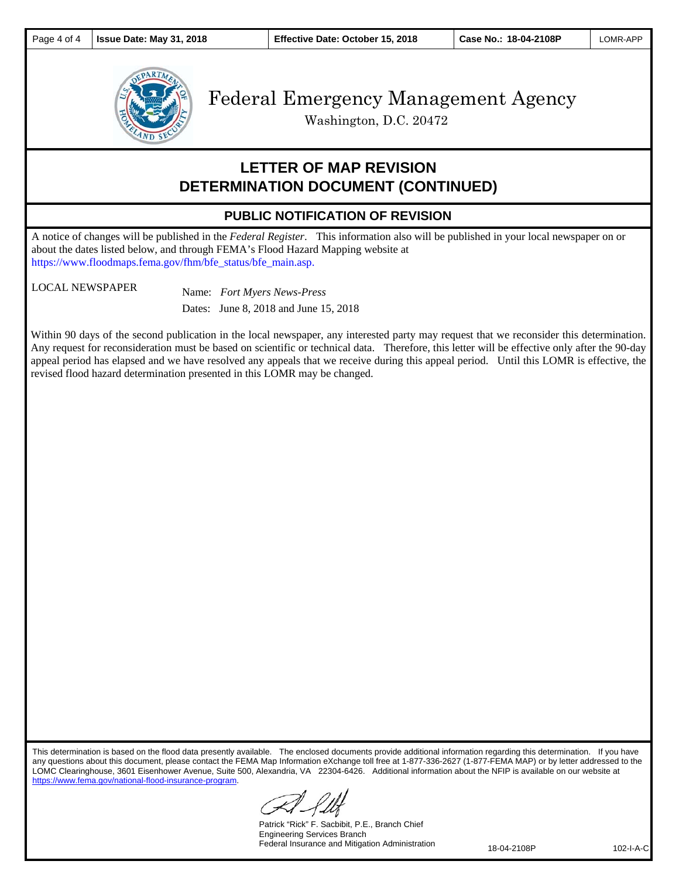| Issue Date: May 31, 2018 | Effective Date: October 15, 2018 | Case No.: 18-04-2108P | LOMR-APP |
| --- | --- | --- | --- |

# Federal Emergency Management Agency

Washington, D.C. 20472

## LETTER OF MAP REVISION DETERMINATION DOCUMENT (CONTINUED)

### PUBLIC NOTIFICATION OF REVISION

A notice of changes will be published in the *Federal Register*. This information also will be published in your local newspaper on or about the dates listed below, and through FEMA's Flood Hazard Mapping website at https://www.floodmaps.fema.gov/fhm/bfe_status/bfe_main.asp.

LOCAL NEWSPAPER

Name: *Fort Myers News-Press*

Dates: June 8, 2018 and June 15, 2018

Within 90 days of the second publication in the local newspaper, any interested party may request that we reconsider this determination. Any request for reconsideration must be based on scientific or technical data. Therefore, this letter will be effective only after the 90-day appeal period has elapsed and we have resolved any appeals that we receive during this appeal period. Until this LOMR is effective, the revised flood hazard determination presented in this LOMR may be changed.

This determination is based on the flood data presently available. The enclosed documents provide additional information regarding this determination. If you have any questions about this document, please contact the FEMA Map Information eXchange toll free at 1-877-336-2627 (1-877-FEMA MAP) or by letter addressed to the LOMC Clearinghouse, 3601 Eisenhower Avenue, Suite 500, Alexandria, VA 22304-6426. Additional information about the NFIP is available on our website at https://www.fema.gov/national-flood-insurance-program.

Patrick "Rick" F. Sacbibit, P.E., Branch Chief
Engineering Services Branch
Federal Insurance and Mitigation Administration

18-04-2108P 102-I-A-C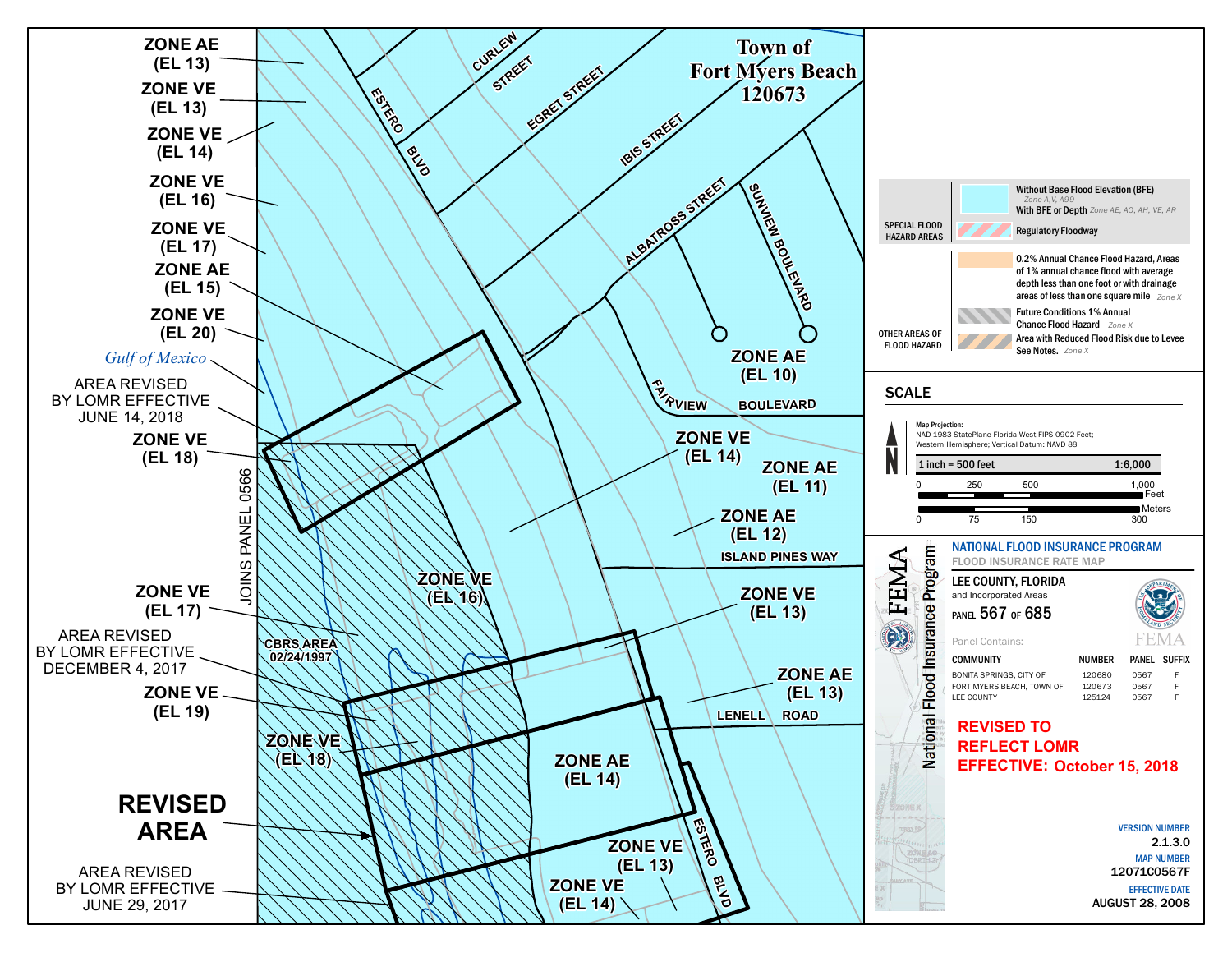Town of Fort Myers Beach 120673

ZONE AE (EL 13)

ZONE VE (EL 13)

ZONE VE (EL 14)

ZONE VE (EL 16)

ZONE VE (EL 17)

ZONE AE (EL 15)

ZONE VE (EL 20)

*Gulf of Mexico*

AREA REVISED BY LOMR EFFECTIVE JUNE 14, 2018

ZONE VE (EL 18)

JOINS PANEL 0566

ZONE VE (EL 17)

AREA REVISED BY LOMR EFFECTIVE DECEMBER 4, 2017

ZONE VE (EL 19)

**REVISED AREA**

AREA REVISED BY LOMR EFFECTIVE JUNE 29, 2017

CURLEW STREET

ESTERO BLVD

EGRET STREET

IBIS STREET

ALBATROSS STREET

SUNVIEW BOULEVARD

FAIRVIEW BOULEVARD

ZONE AE (EL 10)

ZONE VE (EL 14)

ZONE AE (EL 11)

ZONE AE (EL 12)

ISLAND PINES WAY

ZONE VE (EL 16)

CBRS AREA 02/24/1997

ZONE VE (EL 13)

ZONE AE (EL 13)

LENELL ROAD

ZONE VE (EL 18)

ZONE AE (EL 14)

ZONE VE (EL 13)

ZONE VE (EL 14)

ESTERO BLVD

SPECIAL FLOOD HAZARD AREAS

Without Base Flood Elevation (BFE) *Zone A, V, A99*

With BFE or Depth *Zone AE, AO, AH, VE, AR*

Regulatory Floodway

OTHER AREAS OF FLOOD HAZARD

0.2% Annual Chance Flood Hazard, Areas of 1% annual chance flood with average depth less than one foot or with drainage areas of less than one square mile *Zone X*

Future Conditions 1% Annual Chance Flood Hazard *Zone X*

Area with Reduced Flood Risk due to Levee See Notes. *Zone X*

## SCALE

Map Projection: NAD 1983 StatePlane Florida West FIPS 0902 Feet; Western Hemisphere; Vertical Datum: NAVD 88

1 inch = 500 feet 1:6,000

0 250 500 1,000 Feet

0 75 150 300 Meters

NATIONAL FLOOD INSURANCE PROGRAM

FLOOD INSURANCE RATE MAP

LEE COUNTY, FLORIDA and Incorporated Areas

PANEL 567 OF 685

Panel Contains:

| COMMUNITY | NUMBER | PANEL | SUFFIX |
|---|---|---|---|
| BONITA SPRINGS, CITY OF | 120680 | 0567 | F |
| FORT MYERS BEACH, TOWN OF | 120673 | 0567 | F |
| LEE COUNTY | 125124 | 0567 | F |

National Flood Insurance Program

FEMA

**REVISED TO REFLECT LOMR EFFECTIVE: October 15, 2018**

VERSION NUMBER 2.1.3.0

MAP NUMBER 12071C0567F

EFFECTIVE DATE AUGUST 28, 2008